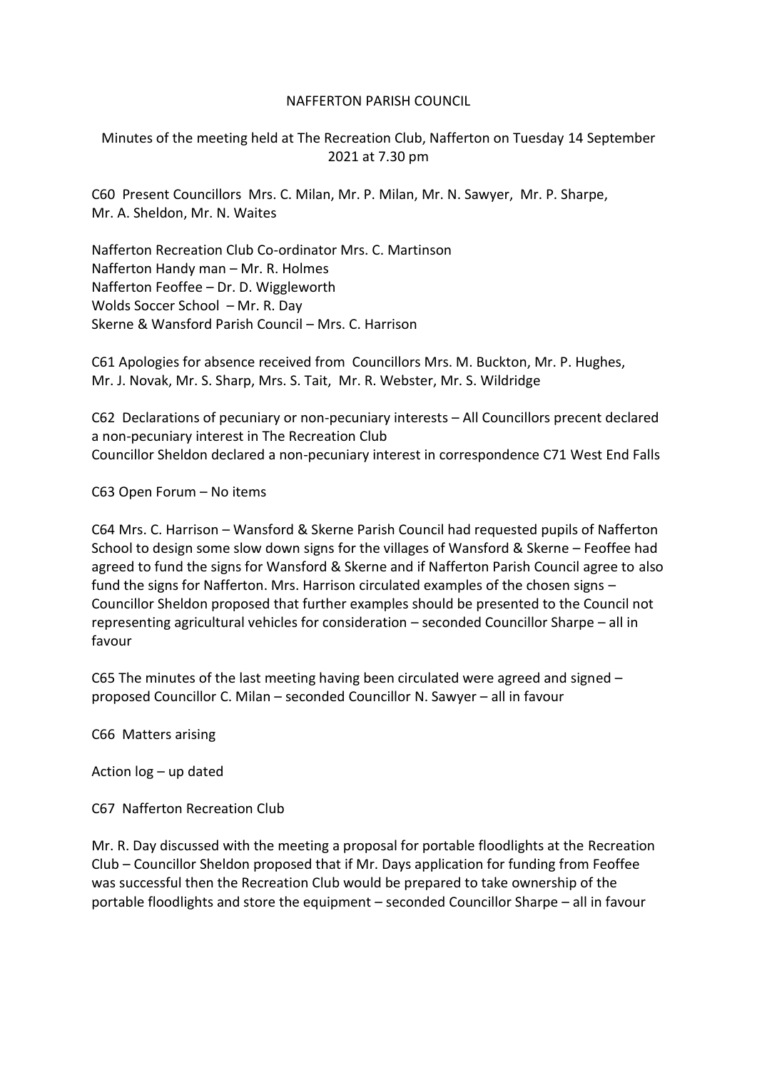NAFFERTON PARISH COUNCIL

Minutes of the meeting held at The Recreation Club, Nafferton on Tuesday 14 September 2021 at 7.30 pm

C60 Present Councillors Mrs. C. Milan, Mr. P. Milan, Mr. N. Sawyer, Mr. P. Sharpe, Mr. A. Sheldon, Mr. N. Waites

Nafferton Recreation Club Co-ordinator Mrs. C. Martinson
Nafferton Handy man – Mr. R. Holmes
Nafferton Feoffee – Dr. D. Wiggleworth
Wolds Soccer School – Mr. R. Day
Skerne & Wansford Parish Council – Mrs. C. Harrison

C61 Apologies for absence received from Councillors Mrs. M. Buckton, Mr. P. Hughes, Mr. J. Novak, Mr. S. Sharp, Mrs. S. Tait, Mr. R. Webster, Mr. S. Wildridge

C62 Declarations of pecuniary or non-pecuniary interests – All Councillors precent declared a non-pecuniary interest in The Recreation Club
Councillor Sheldon declared a non-pecuniary interest in correspondence C71 West End Falls

C63 Open Forum – No items

C64 Mrs. C. Harrison – Wansford & Skerne Parish Council had requested pupils of Nafferton School to design some slow down signs for the villages of Wansford & Skerne – Feoffee had agreed to fund the signs for Wansford & Skerne and if Nafferton Parish Council agree to also fund the signs for Nafferton. Mrs. Harrison circulated examples of the chosen signs – Councillor Sheldon proposed that further examples should be presented to the Council not representing agricultural vehicles for consideration – seconded Councillor Sharpe – all in favour

C65 The minutes of the last meeting having been circulated were agreed and signed – proposed Councillor C. Milan – seconded Councillor N. Sawyer – all in favour

C66 Matters arising

Action log – up dated

C67 Nafferton Recreation Club

Mr. R. Day discussed with the meeting a proposal for portable floodlights at the Recreation Club – Councillor Sheldon proposed that if Mr. Days application for funding from Feoffee was successful then the Recreation Club would be prepared to take ownership of the portable floodlights and store the equipment – seconded Councillor Sharpe – all in favour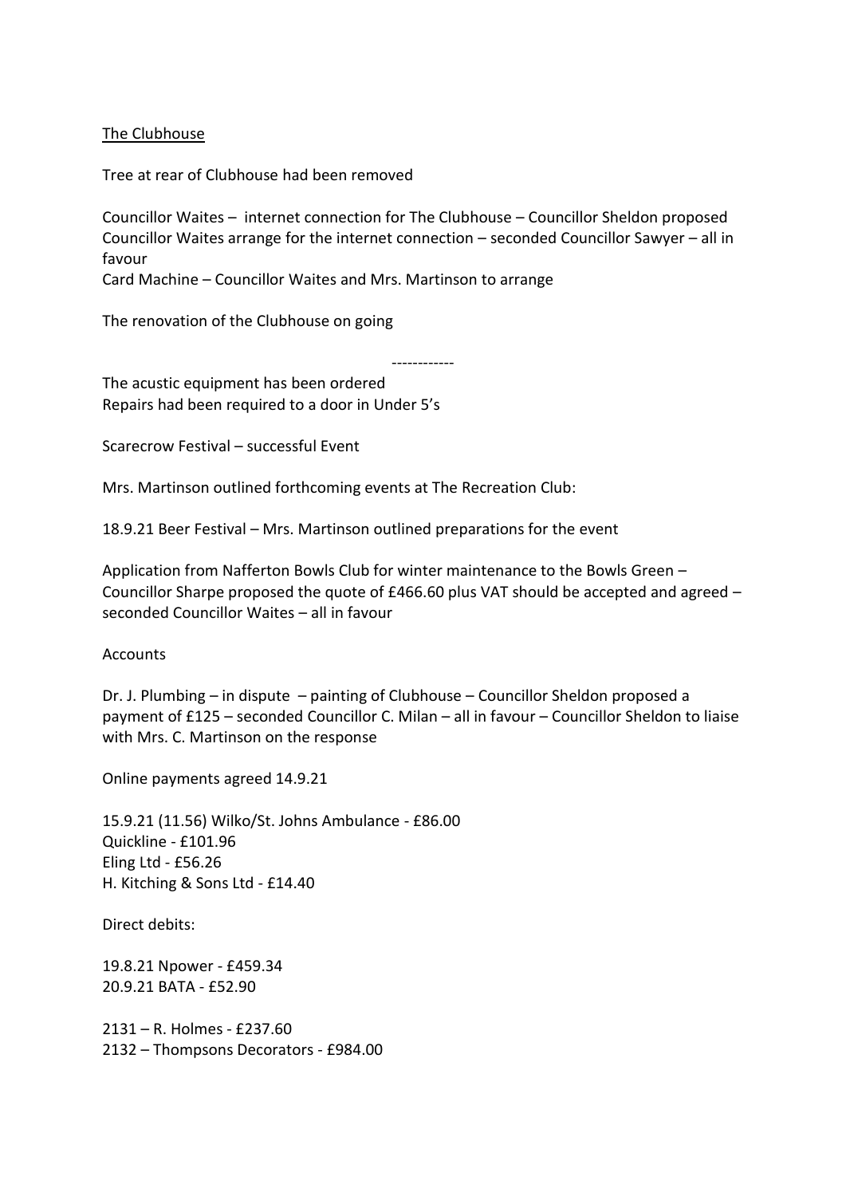The Clubhouse

Tree at rear of Clubhouse had been removed

Councillor Waites – internet connection for The Clubhouse – Councillor Sheldon proposed Councillor Waites arrange for the internet connection – seconded Councillor Sawyer – all in favour
Card Machine – Councillor Waites and Mrs. Martinson to arrange

The renovation of the Clubhouse on going

------------

The acustic equipment has been ordered
Repairs had been required to a door in Under 5's

Scarecrow Festival – successful Event

Mrs. Martinson outlined forthcoming events at The Recreation Club:

18.9.21 Beer Festival – Mrs. Martinson outlined preparations for the event

Application from Nafferton Bowls Club for winter maintenance to the Bowls Green – Councillor Sharpe proposed the quote of £466.60 plus VAT should be accepted and agreed – seconded Councillor Waites – all in favour

Accounts

Dr. J. Plumbing – in dispute – painting of Clubhouse – Councillor Sheldon proposed a payment of £125 – seconded Councillor C. Milan – all in favour – Councillor Sheldon to liaise with Mrs. C. Martinson on the response

Online payments agreed 14.9.21

15.9.21 (11.56) Wilko/St. Johns Ambulance - £86.00
Quickline - £101.96
Eling Ltd - £56.26
H. Kitching & Sons Ltd - £14.40

Direct debits:

19.8.21 Npower - £459.34
20.9.21 BATA - £52.90

2131 – R. Holmes - £237.60
2132 – Thompsons Decorators - £984.00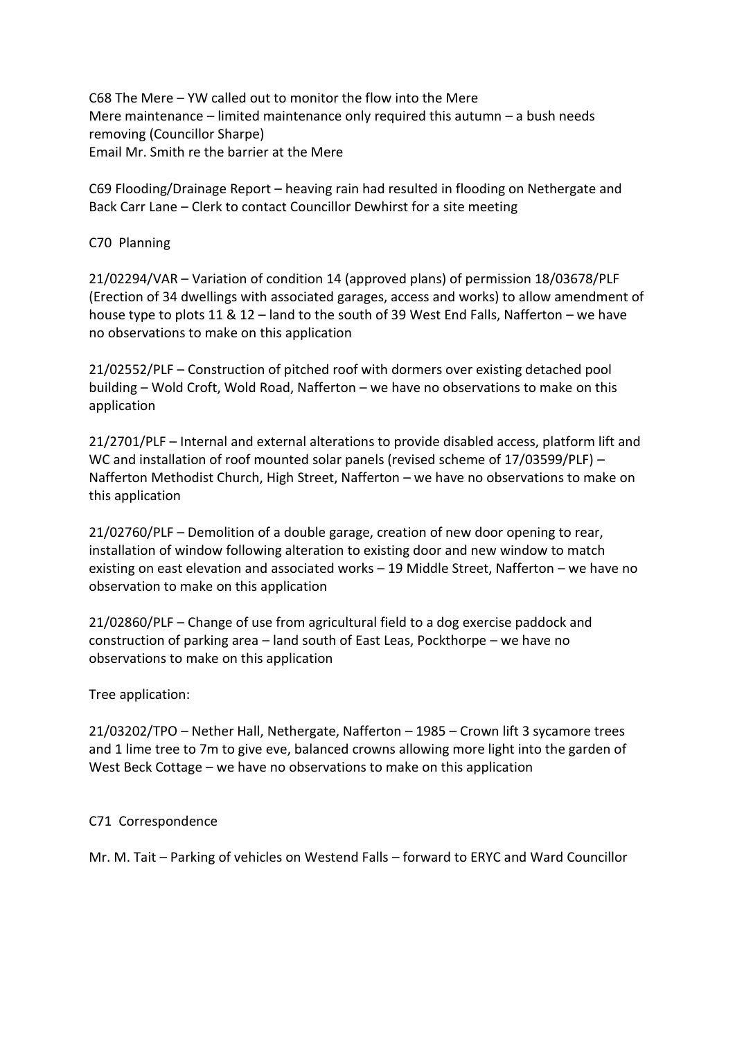C68 The Mere – YW called out to monitor the flow into the Mere
Mere maintenance – limited maintenance only required this autumn – a bush needs removing (Councillor Sharpe)
Email Mr. Smith re the barrier at the Mere

C69 Flooding/Drainage Report – heaving rain had resulted in flooding on Nethergate and Back Carr Lane – Clerk to contact Councillor Dewhirst for a site meeting

C70 Planning

21/02294/VAR – Variation of condition 14 (approved plans) of permission 18/03678/PLF (Erection of 34 dwellings with associated garages, access and works) to allow amendment of house type to plots 11 & 12 – land to the south of 39 West End Falls, Nafferton – we have no observations to make on this application

21/02552/PLF – Construction of pitched roof with dormers over existing detached pool building – Wold Croft, Wold Road, Nafferton – we have no observations to make on this application

21/2701/PLF – Internal and external alterations to provide disabled access, platform lift and WC and installation of roof mounted solar panels (revised scheme of 17/03599/PLF) – Nafferton Methodist Church, High Street, Nafferton – we have no observations to make on this application

21/02760/PLF – Demolition of a double garage, creation of new door opening to rear, installation of window following alteration to existing door and new window to match existing on east elevation and associated works – 19 Middle Street, Nafferton – we have no observation to make on this application

21/02860/PLF – Change of use from agricultural field to a dog exercise paddock and construction of parking area – land south of East Leas, Pockthorpe – we have no observations to make on this application

Tree application:

21/03202/TPO – Nether Hall, Nethergate, Nafferton – 1985 – Crown lift 3 sycamore trees and 1 lime tree to 7m to give eve, balanced crowns allowing more light into the garden of West Beck Cottage – we have no observations to make on this application

C71 Correspondence

Mr. M. Tait – Parking of vehicles on Westend Falls – forward to ERYC and Ward Councillor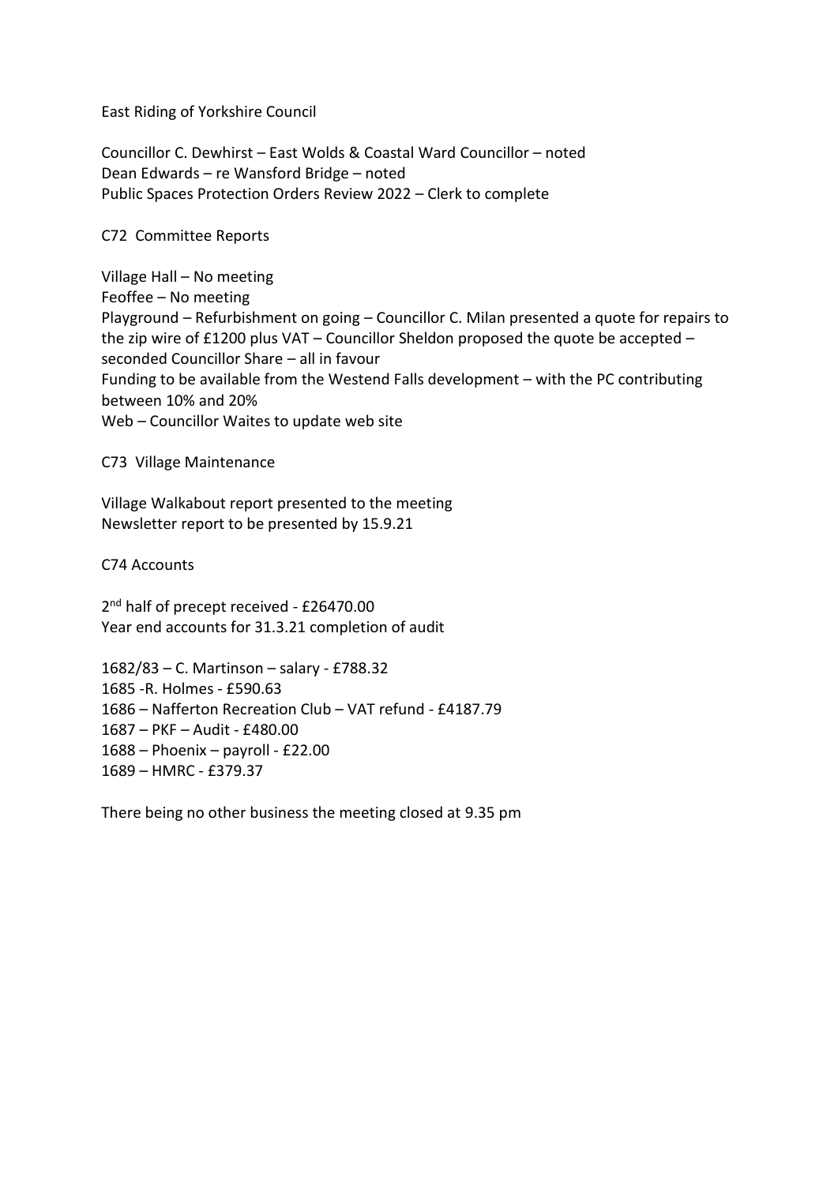East Riding of Yorkshire Council

Councillor C. Dewhirst – East Wolds & Coastal Ward Councillor – noted
Dean Edwards – re Wansford Bridge – noted
Public Spaces Protection Orders Review 2022 – Clerk to complete

C72 Committee Reports

Village Hall – No meeting
Feoffee – No meeting
Playground – Refurbishment on going – Councillor C. Milan presented a quote for repairs to the zip wire of £1200 plus VAT – Councillor Sheldon proposed the quote be accepted – seconded Councillor Share – all in favour
Funding to be available from the Westend Falls development – with the PC contributing between 10% and 20%
Web – Councillor Waites to update web site

C73 Village Maintenance

Village Walkabout report presented to the meeting
Newsletter report to be presented by 15.9.21

C74 Accounts

2nd half of precept received - £26470.00
Year end accounts for 31.3.21 completion of audit

1682/83 – C. Martinson – salary - £788.32
1685 -R. Holmes - £590.63
1686 – Nafferton Recreation Club – VAT refund - £4187.79
1687 – PKF – Audit - £480.00
1688 – Phoenix – payroll - £22.00
1689 – HMRC - £379.37

There being no other business the meeting closed at 9.35 pm